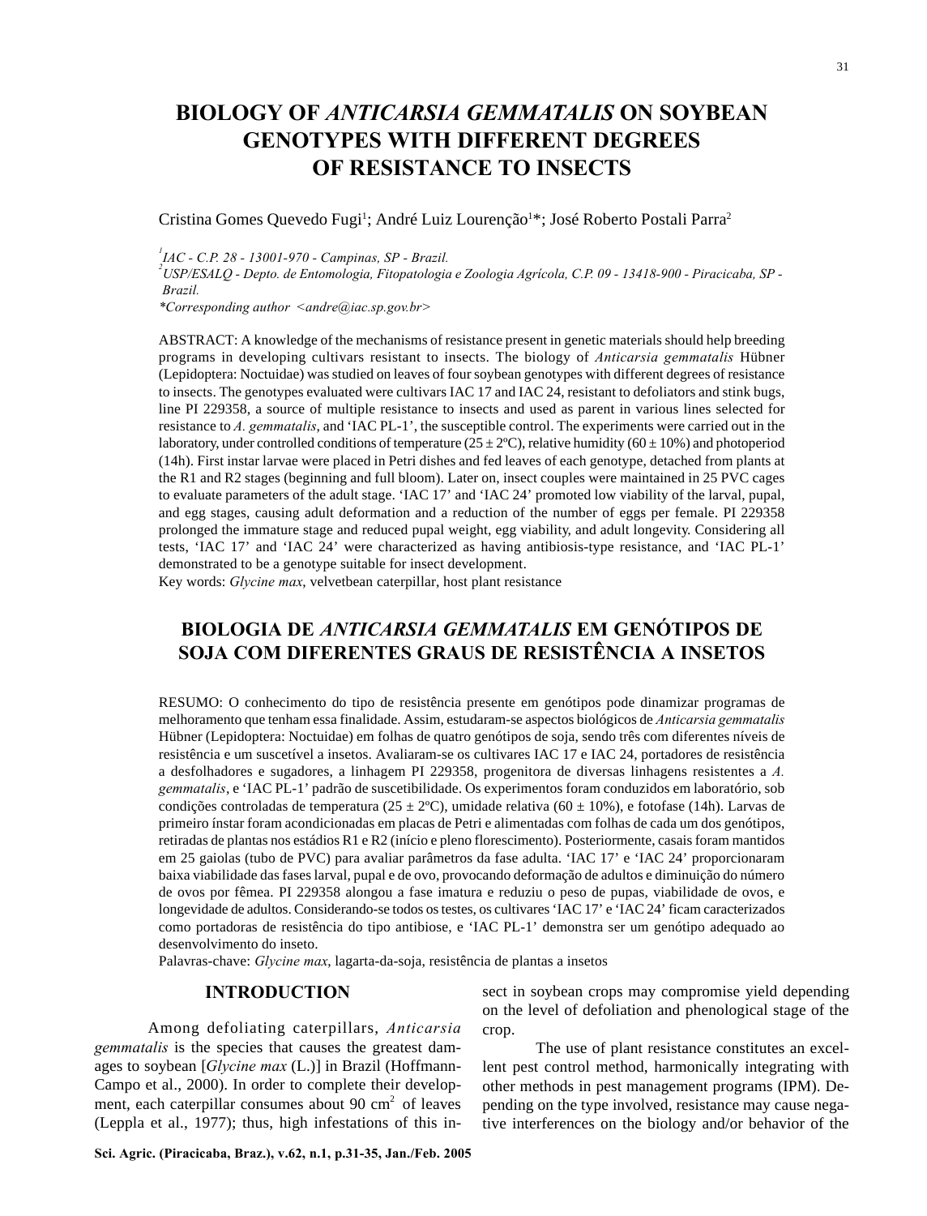# BIOLOGY OF *ANTICARSIA GEMMATALIS* ON SOYBEAN GENOTYPES WITH DIFFERENT DEGREES OF RESISTANCE TO INSECTS

Cristina Gomes Quevedo Fugi[1]; André Luiz Lourenção[1]*; José Roberto Postali Parra[2]

*[1]IAC - C.P. 28 - 13001-970 - Campinas, SP - Brazil.*
*[2]USP/ESALQ - Depto. de Entomologia, Fitopatologia e Zoologia Agrícola, C.P. 09 - 13418-900 - Piracicaba, SP - Brazil.*
**Corresponding author <andre@iac.sp.gov.br>*

ABSTRACT: A knowledge of the mechanisms of resistance present in genetic materials should help breeding programs in developing cultivars resistant to insects. The biology of *Anticarsia gemmatalis* Hübner (Lepidoptera: Noctuidae) was studied on leaves of four soybean genotypes with different degrees of resistance to insects. The genotypes evaluated were cultivars IAC 17 and IAC 24, resistant to defoliators and stink bugs, line PI 229358, a source of multiple resistance to insects and used as parent in various lines selected for resistance to *A. gemmatalis*, and 'IAC PL-1', the susceptible control. The experiments were carried out in the laboratory, under controlled conditions of temperature (25 ± 2ºC), relative humidity (60 ± 10%) and photoperiod (14h). First instar larvae were placed in Petri dishes and fed leaves of each genotype, detached from plants at the R1 and R2 stages (beginning and full bloom). Later on, insect couples were maintained in 25 PVC cages to evaluate parameters of the adult stage. 'IAC 17' and 'IAC 24' promoted low viability of the larval, pupal, and egg stages, causing adult deformation and a reduction of the number of eggs per female. PI 229358 prolonged the immature stage and reduced pupal weight, egg viability, and adult longevity. Considering all tests, 'IAC 17' and 'IAC 24' were characterized as having antibiosis-type resistance, and 'IAC PL-1' demonstrated to be a genotype suitable for insect development.
Key words: *Glycine max*, velvetbean caterpillar, host plant resistance

# BIOLOGIA DE *ANTICARSIA GEMMATALIS* EM GENÓTIPOS DE SOJA COM DIFERENTES GRAUS DE RESISTÊNCIA A INSETOS

RESUMO: O conhecimento do tipo de resistência presente em genótipos pode dinamizar programas de melhoramento que tenham essa finalidade. Assim, estudaram-se aspectos biológicos de *Anticarsia gemmatalis* Hübner (Lepidoptera: Noctuidae) em folhas de quatro genótipos de soja, sendo três com diferentes níveis de resistência e um suscetível a insetos. Avaliaram-se os cultivares IAC 17 e IAC 24, portadores de resistência a desfolhadores e sugadores, a linhagem PI 229358, progenitora de diversas linhagens resistentes a *A. gemmatalis*, e 'IAC PL-1' padrão de suscetibilidade. Os experimentos foram conduzidos em laboratório, sob condições controladas de temperatura (25 ± 2ºC), umidade relativa (60 ± 10%), e fotofase (14h). Larvas de primeiro ínstar foram acondicionadas em placas de Petri e alimentadas com folhas de cada um dos genótipos, retiradas de plantas nos estádios R1 e R2 (início e pleno florescimento). Posteriormente, casais foram mantidos em 25 gaiolas (tubo de PVC) para avaliar parâmetros da fase adulta. 'IAC 17' e 'IAC 24' proporcionaram baixa viabilidade das fases larval, pupal e de ovo, provocando deformação de adultos e diminuição do número de ovos por fêmea. PI 229358 alongou a fase imatura e reduziu o peso de pupas, viabilidade de ovos, e longevidade de adultos. Considerando-se todos os testes, os cultivares 'IAC 17' e 'IAC 24' ficam caracterizados como portadoras de resistência do tipo antibiose, e 'IAC PL-1' demonstra ser um genótipo adequado ao desenvolvimento do inseto.
Palavras-chave: *Glycine max*, lagarta-da-soja, resistência de plantas a insetos

## INTRODUCTION

Among defoliating caterpillars, *Anticarsia gemmatalis* is the species that causes the greatest damages to soybean [*Glycine max* (L.)] in Brazil (Hoffmann-Campo et al., 2000). In order to complete their development, each caterpillar consumes about 90 $cm^2$ of leaves (Leppla et al., 1977); thus, high infestations of this insect in soybean crops may compromise yield depending on the level of defoliation and phenological stage of the crop.

The use of plant resistance constitutes an excellent pest control method, harmonically integrating with other methods in pest management programs (IPM). Depending on the type involved, resistance may cause negative interferences on the biology and/or behavior of the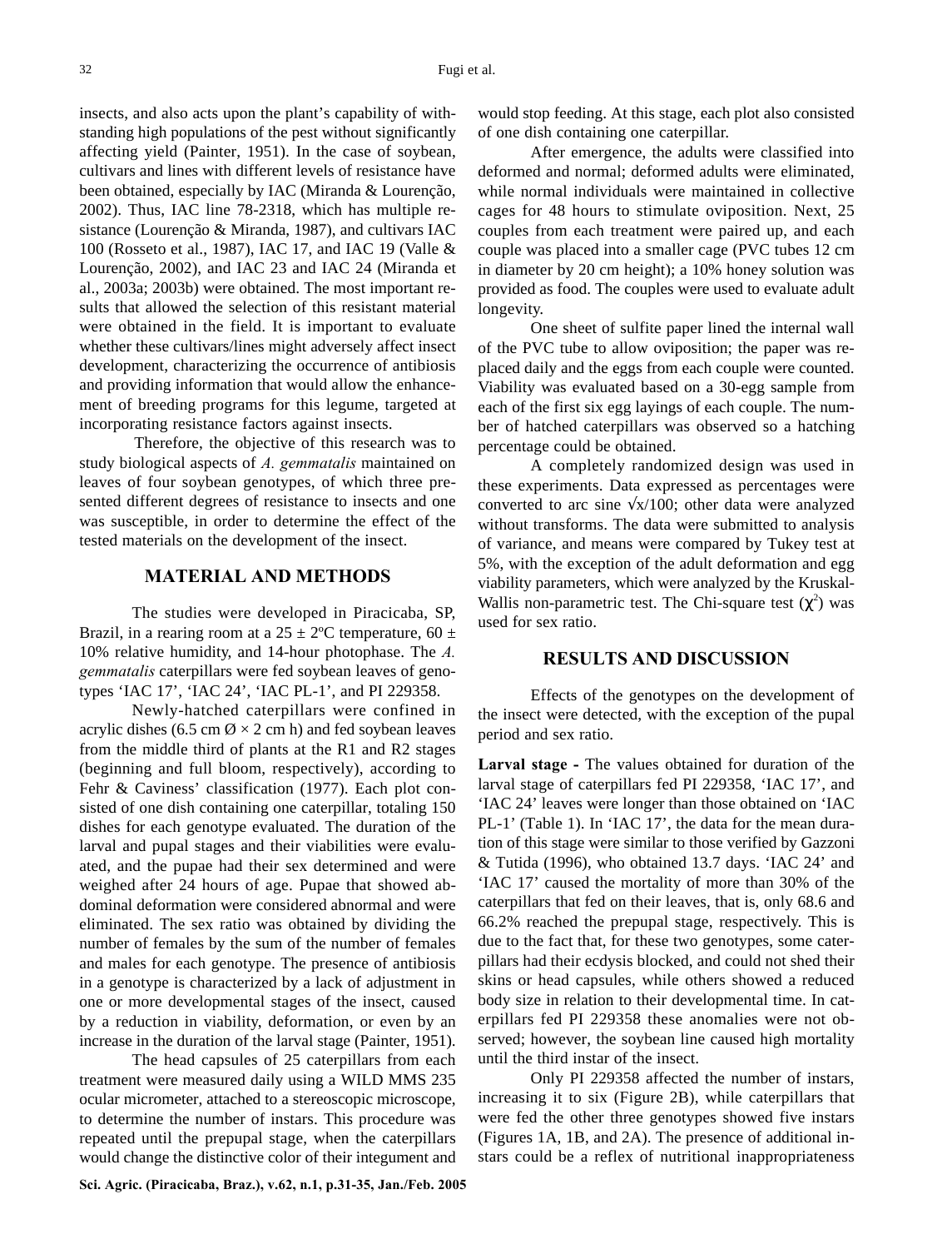insects, and also acts upon the plant's capability of withstanding high populations of the pest without significantly affecting yield (Painter, 1951). In the case of soybean, cultivars and lines with different levels of resistance have been obtained, especially by IAC (Miranda & Lourenção, 2002). Thus, IAC line 78-2318, which has multiple resistance (Lourenção & Miranda, 1987), and cultivars IAC 100 (Rosseto et al., 1987), IAC 17, and IAC 19 (Valle & Lourenção, 2002), and IAC 23 and IAC 24 (Miranda et al., 2003a; 2003b) were obtained. The most important results that allowed the selection of this resistant material were obtained in the field. It is important to evaluate whether these cultivars/lines might adversely affect insect development, characterizing the occurrence of antibiosis and providing information that would allow the enhancement of breeding programs for this legume, targeted at incorporating resistance factors against insects.

Therefore, the objective of this research was to study biological aspects of *A. gemmatalis* maintained on leaves of four soybean genotypes, of which three presented different degrees of resistance to insects and one was susceptible, in order to determine the effect of the tested materials on the development of the insect.

## MATERIAL AND METHODS

The studies were developed in Piracicaba, SP, Brazil, in a rearing room at a 25 ± 2ºC temperature, 60 ± 10% relative humidity, and 14-hour photophase. The *A. gemmatalis* caterpillars were fed soybean leaves of genotypes 'IAC 17', 'IAC 24', 'IAC PL-1', and PI 229358.

Newly-hatched caterpillars were confined in acrylic dishes (6.5 cm Ø × 2 cm h) and fed soybean leaves from the middle third of plants at the R1 and R2 stages (beginning and full bloom, respectively), according to Fehr & Caviness' classification (1977). Each plot consisted of one dish containing one caterpillar, totaling 150 dishes for each genotype evaluated. The duration of the larval and pupal stages and their viabilities were evaluated, and the pupae had their sex determined and were weighed after 24 hours of age. Pupae that showed abdominal deformation were considered abnormal and were eliminated. The sex ratio was obtained by dividing the number of females by the sum of the number of females and males for each genotype. The presence of antibiosis in a genotype is characterized by a lack of adjustment in one or more developmental stages of the insect, caused by a reduction in viability, deformation, or even by an increase in the duration of the larval stage (Painter, 1951).

The head capsules of 25 caterpillars from each treatment were measured daily using a WILD MMS 235 ocular micrometer, attached to a stereoscopic microscope, to determine the number of instars. This procedure was repeated until the prepupal stage, when the caterpillars would change the distinctive color of their integument and would stop feeding. At this stage, each plot also consisted of one dish containing one caterpillar.

After emergence, the adults were classified into deformed and normal; deformed adults were eliminated, while normal individuals were maintained in collective cages for 48 hours to stimulate oviposition. Next, 25 couples from each treatment were paired up, and each couple was placed into a smaller cage (PVC tubes 12 cm in diameter by 20 cm height); a 10% honey solution was provided as food. The couples were used to evaluate adult longevity.

One sheet of sulfite paper lined the internal wall of the PVC tube to allow oviposition; the paper was replaced daily and the eggs from each couple were counted. Viability was evaluated based on a 30-egg sample from each of the first six egg layings of each couple. The number of hatched caterpillars was observed so a hatching percentage could be obtained.

A completely randomized design was used in these experiments. Data expressed as percentages were converted to arc sine $\sqrt{x/100}$; other data were analyzed without transforms. The data were submitted to analysis of variance, and means were compared by Tukey test at 5%, with the exception of the adult deformation and egg viability parameters, which were analyzed by the Kruskal-Wallis non-parametric test. The Chi-square test ($\chi^2$) was used for sex ratio.

## RESULTS AND DISCUSSION

Effects of the genotypes on the development of the insect were detected, with the exception of the pupal period and sex ratio.

**Larval stage -** The values obtained for duration of the larval stage of caterpillars fed PI 229358, 'IAC 17', and 'IAC 24' leaves were longer than those obtained on 'IAC PL-1' (Table 1). In 'IAC 17', the data for the mean duration of this stage were similar to those verified by Gazzoni & Tutida (1996), who obtained 13.7 days. 'IAC 24' and 'IAC 17' caused the mortality of more than 30% of the caterpillars that fed on their leaves, that is, only 68.6 and 66.2% reached the prepupal stage, respectively. This is due to the fact that, for these two genotypes, some caterpillars had their ecdysis blocked, and could not shed their skins or head capsules, while others showed a reduced body size in relation to their developmental time. In caterpillars fed PI 229358 these anomalies were not observed; however, the soybean line caused high mortality until the third instar of the insect.

Only PI 229358 affected the number of instars, increasing it to six (Figure 2B), while caterpillars that were fed the other three genotypes showed five instars (Figures 1A, 1B, and 2A). The presence of additional instars could be a reflex of nutritional inappropriateness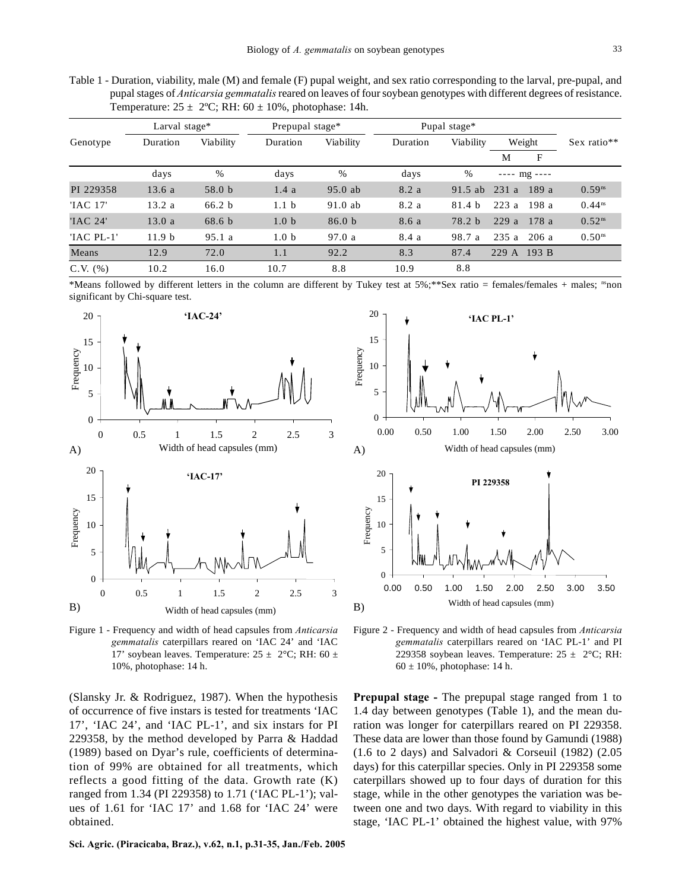Table 1 - Duration, viability, male (M) and female (F) pupal weight, and sex ratio corresponding to the larval, pre-pupal, and pupal stages of *Anticarsia gemmatalis* reared on leaves of four soybean genotypes with different degrees of resistance. Temperature: 25 ± 2ºC; RH: 60 ± 10%, photophase: 14h.

| Genotype | Larval stage* | | Prepupal stage* | | Pupal stage* | | | | Sex ratio** |
|---|---|---|---|---|---|---|---|---|---|
| | Duration | Viability | Duration | Viability | Duration | Viability | Weight | | |
| | | | | | | | M | F | |
| | days | % | days | % | days | % | ---- mg ---- | | |
| PI 229358 | 13.6 a | 58.0 b | 1.4 a | 95.0 ab | 8.2 a | 91.5 ab | 231 a | 189 a | 0.59[ns] |
| 'IAC 17' | 13.2 a | 66.2 b | 1.1 b | 91.0 ab | 8.2 a | 81.4 b | 223 a | 198 a | 0.44[ns] |
| 'IAC 24' | 13.0 a | 68.6 b | 1.0 b | 86.0 b | 8.6 a | 78.2 b | 229 a | 178 a | 0.52[ns] |
| 'IAC PL-1' | 11.9 b | 95.1 a | 1.0 b | 97.0 a | 8.4 a | 98.7 a | 235 a | 206 a | 0.50[ns] |
| Means | 12.9 | 72.0 | 1.1 | 92.2 | 8.3 | 87.4 | 229 A | 193 B | |
| C.V. (%) | 10.2 | 16.0 | 10.7 | 8.8 | 10.9 | 8.8 | | | |

*Means followed by different letters in the column are different by Tukey test at 5%;**Sex ratio = females/females + males; [ns]non significant by Chi-square test.

'IAC-24'
Frequency
Width of head capsules (mm)
A)

'IAC-17'
Frequency
Width of head capsules (mm)
B)

Figure 1 - Frequency and width of head capsules from *Anticarsia gemmatalis* caterpillars reared on 'IAC 24' and 'IAC 17' soybean leaves. Temperature: 25 ± 2°C; RH: 60 ± 10%, photophase: 14 h.

'IAC PL-1'
Frequency
Width of head capsules (mm)
A)

PI 229358
Frequency
Width of head capsules (mm)
B)

Figure 2 - Frequency and width of head capsules from *Anticarsia gemmatalis* caterpillars reared on 'IAC PL-1' and PI 229358 soybean leaves. Temperature: 25 ± 2°C; RH: 60 ± 10%, photophase: 14 h.

(Slansky Jr. & Rodriguez, 1987). When the hypothesis of occurrence of five instars is tested for treatments 'IAC 17', 'IAC 24', and 'IAC PL-1', and six instars for PI 229358, by the method developed by Parra & Haddad (1989) based on Dyar's rule, coefficients of determination of 99% are obtained for all treatments, which reflects a good fitting of the data. Growth rate (K) ranged from 1.34 (PI 229358) to 1.71 ('IAC PL-1'); values of 1.61 for 'IAC 17' and 1.68 for 'IAC 24' were obtained.

**Prepupal stage -** The prepupal stage ranged from 1 to 1.4 day between genotypes (Table 1), and the mean duration was longer for caterpillars reared on PI 229358. These data are lower than those found by Gamundi (1988) (1.6 to 2 days) and Salvadori & Corseuil (1982) (2.05 days) for this caterpillar species. Only in PI 229358 some caterpillars showed up to four days of duration for this stage, while in the other genotypes the variation was between one and two days. With regard to viability in this stage, 'IAC PL-1' obtained the highest value, with 97%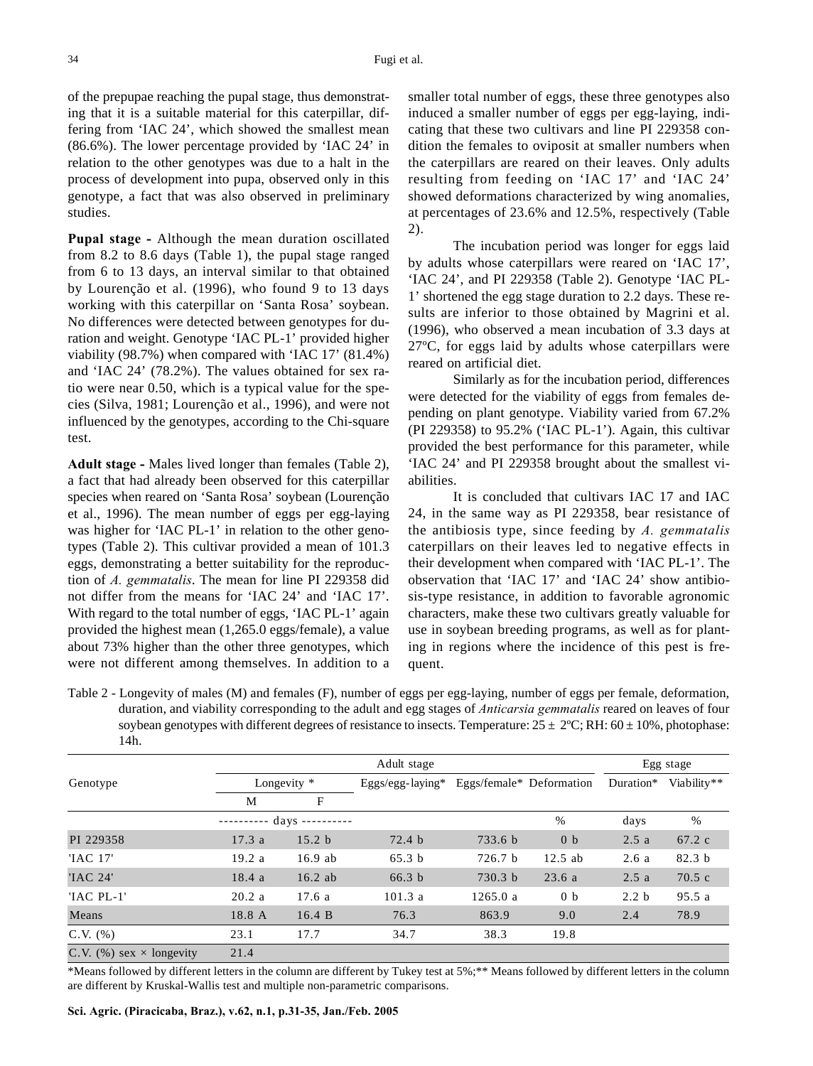of the prepupae reaching the pupal stage, thus demonstrating that it is a suitable material for this caterpillar, differing from 'IAC 24', which showed the smallest mean (86.6%). The lower percentage provided by 'IAC 24' in relation to the other genotypes was due to a halt in the process of development into pupa, observed only in this genotype, a fact that was also observed in preliminary studies.

**Pupal stage -** Although the mean duration oscillated from 8.2 to 8.6 days (Table 1), the pupal stage ranged from 6 to 13 days, an interval similar to that obtained by Lourenção et al. (1996), who found 9 to 13 days working with this caterpillar on 'Santa Rosa' soybean. No differences were detected between genotypes for duration and weight. Genotype 'IAC PL-1' provided higher viability (98.7%) when compared with 'IAC 17' (81.4%) and 'IAC 24' (78.2%). The values obtained for sex ratio were near 0.50, which is a typical value for the species (Silva, 1981; Lourenção et al., 1996), and were not influenced by the genotypes, according to the Chi-square test.

**Adult stage -** Males lived longer than females (Table 2), a fact that had already been observed for this caterpillar species when reared on 'Santa Rosa' soybean (Lourenção et al., 1996). The mean number of eggs per egg-laying was higher for 'IAC PL-1' in relation to the other genotypes (Table 2). This cultivar provided a mean of 101.3 eggs, demonstrating a better suitability for the reproduction of *A. gemmatalis*. The mean for line PI 229358 did not differ from the means for 'IAC 24' and 'IAC 17'. With regard to the total number of eggs, 'IAC PL-1' again provided the highest mean (1,265.0 eggs/female), a value about 73% higher than the other three genotypes, which were not different among themselves. In addition to a smaller total number of eggs, these three genotypes also induced a smaller number of eggs per egg-laying, indicating that these two cultivars and line PI 229358 condition the females to oviposit at smaller numbers when the caterpillars are reared on their leaves. Only adults resulting from feeding on 'IAC 17' and 'IAC 24' showed deformations characterized by wing anomalies, at percentages of 23.6% and 12.5%, respectively (Table 2).

The incubation period was longer for eggs laid by adults whose caterpillars were reared on 'IAC 17', 'IAC 24', and PI 229358 (Table 2). Genotype 'IAC PL-1' shortened the egg stage duration to 2.2 days. These results are inferior to those obtained by Magrini et al. (1996), who observed a mean incubation of 3.3 days at 27ºC, for eggs laid by adults whose caterpillars were reared on artificial diet.

Similarly as for the incubation period, differences were detected for the viability of eggs from females depending on plant genotype. Viability varied from 67.2% (PI 229358) to 95.2% ('IAC PL-1'). Again, this cultivar provided the best performance for this parameter, while 'IAC 24' and PI 229358 brought about the smallest viabilities.

It is concluded that cultivars IAC 17 and IAC 24, in the same way as PI 229358, bear resistance of the antibiosis type, since feeding by *A. gemmatalis* caterpillars on their leaves led to negative effects in their development when compared with 'IAC PL-1'. The observation that 'IAC 17' and 'IAC 24' show antibiosis-type resistance, in addition to favorable agronomic characters, make these two cultivars greatly valuable for use in soybean breeding programs, as well as for planting in regions where the incidence of this pest is frequent.

Table 2 - Longevity of males (M) and females (F), number of eggs per egg-laying, number of eggs per female, deformation, duration, and viability corresponding to the adult and egg stages of *Anticarsia gemmatalis* reared on leaves of four soybean genotypes with different degrees of resistance to insects. Temperature: 25 ± 2ºC; RH: 60 ± 10%, photophase: 14h.

| Genotype | Adult stage | | | | | Egg stage | |
|---|---|---|---|---|---|---|---|
| | Longevity * | | Eggs/egg-laying* | Eggs/female* | Deformation | Duration* | Viability** |
| | M | F | | | | | |
| | ---------- days ---------- | | | | % | days | % |
| PI 229358 | 17.3 a | 15.2 b | 72.4 b | 733.6 b | 0 b | 2.5 a | 67.2 c |
| 'IAC 17' | 19.2 a | 16.9 ab | 65.3 b | 726.7 b | 12.5 ab | 2.6 a | 82.3 b |
| 'IAC 24' | 18.4 a | 16.2 ab | 66.3 b | 730.3 b | 23.6 a | 2.5 a | 70.5 c |
| 'IAC PL-1' | 20.2 a | 17.6 a | 101.3 a | 1265.0 a | 0 b | 2.2 b | 95.5 a |
| Means | 18.8 A | 16.4 B | 76.3 | 863.9 | 9.0 | 2.4 | 78.9 |
| C.V. (%) | 23.1 | 17.7 | 34.7 | 38.3 | 19.8 | | |
| C.V. (%) sex × longevity | 21.4 | | | | | | |

*Means followed by different letters in the column are different by Tukey test at 5%;** Means followed by different letters in the column are different by Kruskal-Wallis test and multiple non-parametric comparisons.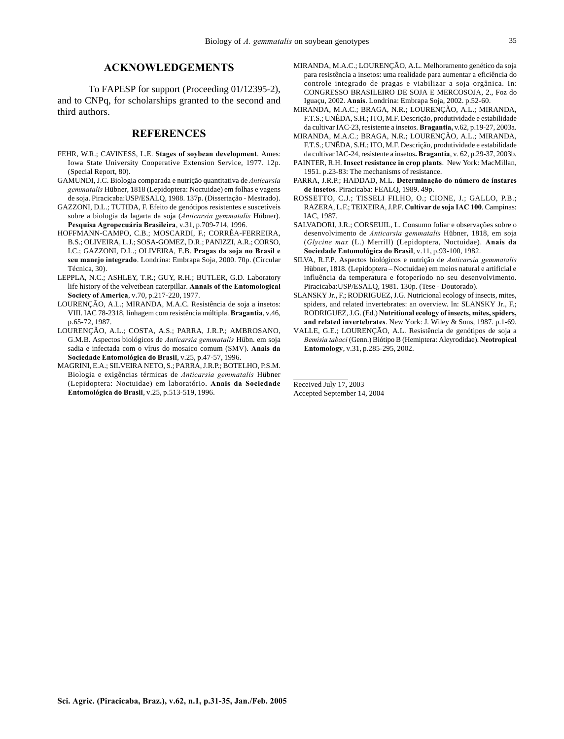## ACKNOWLEDGEMENTS

To FAPESP for support (Proceeding 01/12395-2), and to CNPq, for scholarships granted to the second and third authors.

## REFERENCES

FEHR, W.R.; CAVINESS, L.E. **Stages of soybean development**. Ames: Iowa State University Cooperative Extension Service, 1977. 12p. (Special Report, 80).

GAMUNDI, J.C. Biologia comparada e nutrição quantitativa de *Anticarsia gemmatalis* Hübner, 1818 (Lepidoptera: Noctuidae) em folhas e vagens de soja. Piracicaba:USP/ESALQ, 1988. 137p. (Dissertação - Mestrado).

GAZZONI, D.L.; TUTIDA, F. Efeito de genótipos resistentes e suscetíveis sobre a biologia da lagarta da soja (*Anticarsia gemmatalis* Hübner). **Pesquisa Agropecuária Brasileira**, v.31, p.709-714, 1996.

HOFFMANN-CAMPO, C.B.; MOSCARDI, F.; CORRÊA-FERREIRA, B.S.; OLIVEIRA, L.J.; SOSA-GOMEZ, D.R.; PANIZZI, A.R.; CORSO, I.C.; GAZZONI, D.L.; OLIVEIRA, E.B. **Pragas da soja no Brasil e seu manejo integrado**. Londrina: Embrapa Soja, 2000. 70p. (Circular Técnica, 30).

LEPPLA, N.C.; ASHLEY, T.R.; GUY, R.H.; BUTLER, G.D. Laboratory life history of the velvetbean caterpillar. **Annals of the Entomological Society of America**, v.70, p.217-220, 1977.

LOURENÇÃO, A.L.; MIRANDA, M.A.C. Resistência de soja a insetos: VIII. IAC 78-2318, linhagem com resistência múltipla. **Bragantia**, v.46, p.65-72, 1987.

LOURENÇÃO, A.L.; COSTA, A.S.; PARRA, J.R.P.; AMBROSANO, G.M.B. Aspectos biológicos de *Anticarsia gemmatalis* Hübn. em soja sadia e infectada com o vírus do mosaico comum (SMV). **Anais da Sociedade Entomológica do Brasil**, v.25, p.47-57, 1996.

MAGRINI, E.A.; SILVEIRA NETO, S.; PARRA, J.R.P.; BOTELHO, P.S.M. Biologia e exigências térmicas de *Anticarsia gemmatalis* Hübner (Lepidoptera: Noctuidae) em laboratório. **Anais da Sociedade Entomológica do Brasil**, v.25, p.513-519, 1996.

MIRANDA, M.A.C.; LOURENÇÃO, A.L. Melhoramento genético da soja para resistência a insetos: uma realidade para aumentar a eficiência do controle integrado de pragas e viabilizar a soja orgânica. In: CONGRESSO BRASILEIRO DE SOJA E MERCOSOJA, 2., Foz do Iguaçu, 2002. **Anais**. Londrina: Embrapa Soja, 2002. p.52-60.

MIRANDA, M.A.C.; BRAGA, N.R.; LOURENÇÃO, A.L.; MIRANDA, F.T.S.; UNÊDA, S.H.; ITO, M.F. Descrição, produtividade e estabilidade da cultivar IAC-23, resistente a insetos. **Bragantia,** v.62, p.19-27, 2003a.

MIRANDA, M.A.C.; BRAGA, N.R.; LOURENÇÃO, A.L.; MIRANDA, F.T.S.; UNÊDA, S.H.; ITO, M.F. Descrição, produtividade e estabilidade da cultivar IAC-24, resistente a insetos**. Bragantia**, v. 62, p.29-37, 2003b.

PAINTER, R.H. **Insect resistance in crop plants**. New York: MacMillan, 1951. p.23-83: The mechanisms of resistance.

PARRA, J.R.P.; HADDAD, M.L. **Determinação do número de ínstares de insetos**. Piracicaba: FEALQ, 1989. 49p.

ROSSETTO, C.J.; TISSELI FILHO, O.; CIONE, J.; GALLO, P.B.; RAZERA, L.F.; TEIXEIRA, J.P.F. **Cultivar de soja IAC 100**. Campinas: IAC, 1987.

SALVADORI, J.R.; CORSEUIL, L. Consumo foliar e observações sobre o desenvolvimento de *Anticarsia gemmatalis* Hübner, 1818, em soja (*Glycine max* (L.) Merrill) (Lepidoptera, Noctuidae). **Anais da Sociedade Entomológica do Brasil**, v.11, p.93-100, 1982.

SILVA, R.F.P. Aspectos biológicos e nutrição de *Anticarsia gemmatalis* Hübner, 1818. (Lepidoptera – Noctuidae) em meios natural e artificial e influência da temperatura e fotoperíodo no seu desenvolvimento. Piracicaba:USP/ESALQ, 1981. 130p. (Tese - Doutorado).

SLANSKY Jr., F.; RODRIGUEZ, J.G. Nutricional ecology of insects, mites, spiders, and related invertebrates: an overview. In: SLANSKY Jr., F.; RODRIGUEZ, J.G. (Ed.) **Nutritional ecology of insects, mites, spiders, and related invertebrates**. New York: J. Wiley & Sons, 1987. p.1-69.

VALLE, G.E.; LOURENÇÃO, A.L. Resistência de genótipos de soja a *Bemisia tabaci* (Genn.) Biótipo B (Hemiptera: Aleyrodidae). **Neotropical Entomology**, v.31, p.285-295, 2002.

Received July 17, 2003
Accepted September 14, 2004